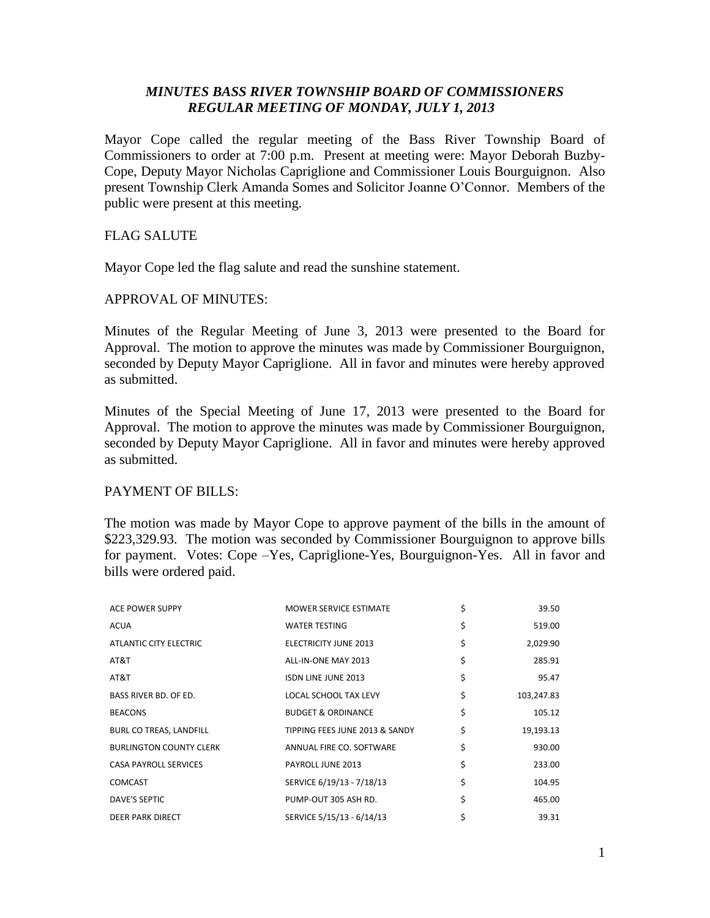# *MINUTES BASS RIVER TOWNSHIP BOARD OF COMMISSIONERS*
## *REGULAR MEETING OF MONDAY, JULY 1, 2013*

Mayor Cope called the regular meeting of the Bass River Township Board of Commissioners to order at 7:00 p.m. Present at meeting were: Mayor Deborah Buzby-Cope, Deputy Mayor Nicholas Capriglione and Commissioner Louis Bourguignon. Also present Township Clerk Amanda Somes and Solicitor Joanne O'Connor. Members of the public were present at this meeting.

FLAG SALUTE

Mayor Cope led the flag salute and read the sunshine statement.

APPROVAL OF MINUTES:

Minutes of the Regular Meeting of June 3, 2013 were presented to the Board for Approval. The motion to approve the minutes was made by Commissioner Bourguignon, seconded by Deputy Mayor Capriglione. All in favor and minutes were hereby approved as submitted.

Minutes of the Special Meeting of June 17, 2013 were presented to the Board for Approval. The motion to approve the minutes was made by Commissioner Bourguignon, seconded by Deputy Mayor Capriglione. All in favor and minutes were hereby approved as submitted.

PAYMENT OF BILLS:

The motion was made by Mayor Cope to approve payment of the bills in the amount of $223,329.93. The motion was seconded by Commissioner Bourguignon to approve bills for payment. Votes: Cope –Yes, Capriglione-Yes, Bourguignon-Yes. All in favor and bills were ordered paid.

| | | | |
|---|---|---|---|
| ACE POWER SUPPY | MOWER SERVICE ESTIMATE | $ | 39.50 |
| ACUA | WATER TESTING | $ | 519.00 |
| ATLANTIC CITY ELECTRIC | ELECTRICITY JUNE 2013 | $ | 2,029.90 |
| AT&T | ALL-IN-ONE MAY 2013 | $ | 285.91 |
| AT&T | ISDN LINE JUNE 2013 | $ | 95.47 |
| BASS RIVER BD. OF ED. | LOCAL SCHOOL TAX LEVY | $ | 103,247.83 |
| BEACONS | BUDGET & ORDINANCE | $ | 105.12 |
| BURL CO TREAS, LANDFILL | TIPPING FEES JUNE 2013 & SANDY | $ | 19,193.13 |
| BURLINGTON COUNTY CLERK | ANNUAL FIRE CO. SOFTWARE | $ | 930.00 |
| CASA PAYROLL SERVICES | PAYROLL JUNE 2013 | $ | 233.00 |
| COMCAST | SERVICE 6/19/13 - 7/18/13 | $ | 104.95 |
| DAVE'S SEPTIC | PUMP-OUT 305 ASH RD. | $ | 465.00 |
| DEER PARK DIRECT | SERVICE 5/15/13 - 6/14/13 | $ | 39.31 |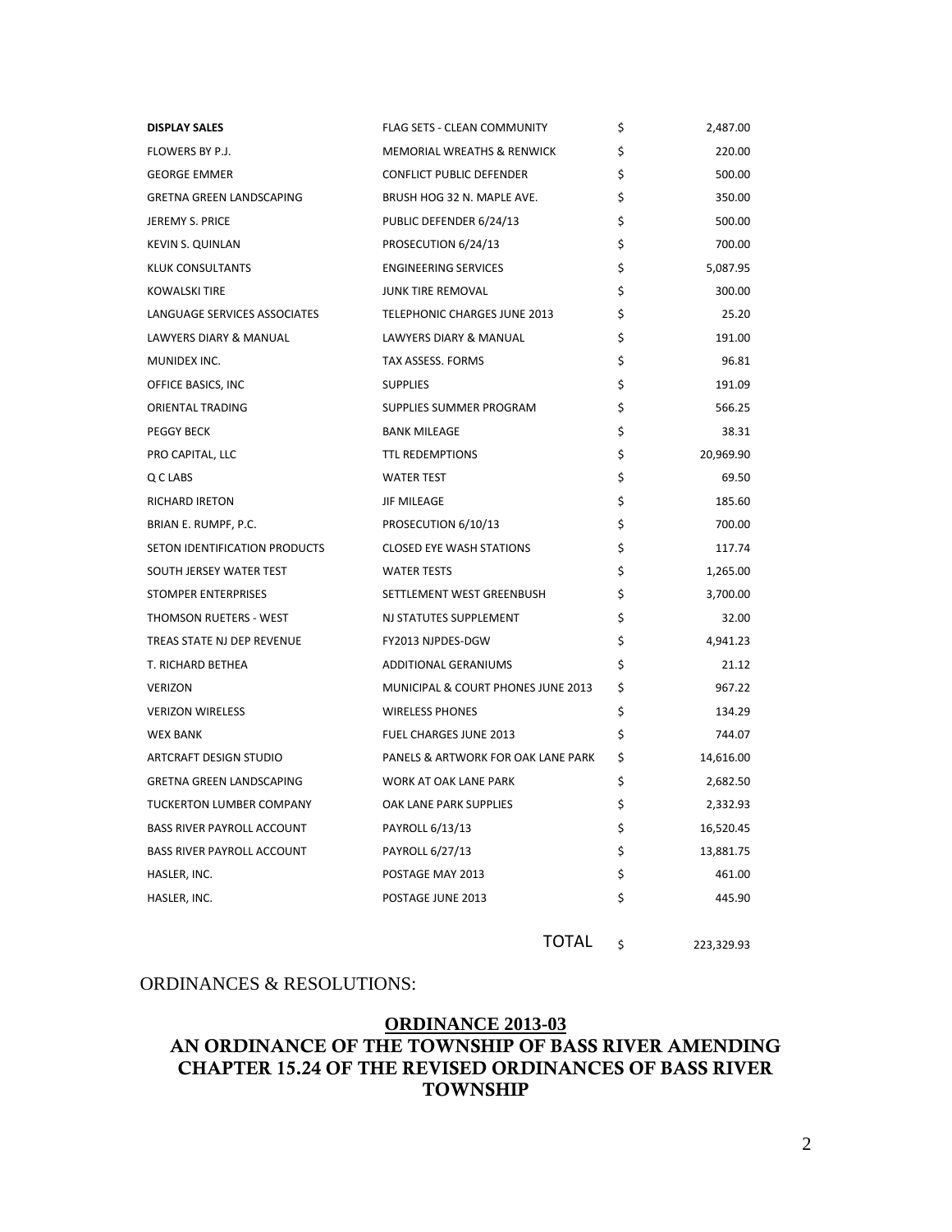| | | | |
|---|---|---|---|
| **DISPLAY SALES** | FLAG SETS - CLEAN COMMUNITY | $ | 2,487.00 |
| FLOWERS BY P.J. | MEMORIAL WREATHS & RENWICK | $ | 220.00 |
| GEORGE EMMER | CONFLICT PUBLIC DEFENDER | $ | 500.00 |
| GRETNA GREEN LANDSCAPING | BRUSH HOG 32 N. MAPLE AVE. | $ | 350.00 |
| JEREMY S. PRICE | PUBLIC DEFENDER 6/24/13 | $ | 500.00 |
| KEVIN S. QUINLAN | PROSECUTION 6/24/13 | $ | 700.00 |
| KLUK CONSULTANTS | ENGINEERING SERVICES | $ | 5,087.95 |
| KOWALSKI TIRE | JUNK TIRE REMOVAL | $ | 300.00 |
| LANGUAGE SERVICES ASSOCIATES | TELEPHONIC CHARGES JUNE 2013 | $ | 25.20 |
| LAWYERS DIARY & MANUAL | LAWYERS DIARY & MANUAL | $ | 191.00 |
| MUNIDEX INC. | TAX ASSESS. FORMS | $ | 96.81 |
| OFFICE BASICS, INC | SUPPLIES | $ | 191.09 |
| ORIENTAL TRADING | SUPPLIES SUMMER PROGRAM | $ | 566.25 |
| PEGGY BECK | BANK MILEAGE | $ | 38.31 |
| PRO CAPITAL, LLC | TTL REDEMPTIONS | $ | 20,969.90 |
| Q C LABS | WATER TEST | $ | 69.50 |
| RICHARD IRETON | JIF MILEAGE | $ | 185.60 |
| BRIAN E. RUMPF, P.C. | PROSECUTION 6/10/13 | $ | 700.00 |
| SETON IDENTIFICATION PRODUCTS | CLOSED EYE WASH STATIONS | $ | 117.74 |
| SOUTH JERSEY WATER TEST | WATER TESTS | $ | 1,265.00 |
| STOMPER ENTERPRISES | SETTLEMENT WEST GREENBUSH | $ | 3,700.00 |
| THOMSON RUETERS - WEST | NJ STATUTES SUPPLEMENT | $ | 32.00 |
| TREAS STATE NJ DEP REVENUE | FY2013 NJPDES-DGW | $ | 4,941.23 |
| T. RICHARD BETHEA | ADDITIONAL GERANIUMS | $ | 21.12 |
| VERIZON | MUNICIPAL & COURT PHONES JUNE 2013 | $ | 967.22 |
| VERIZON WIRELESS | WIRELESS PHONES | $ | 134.29 |
| WEX BANK | FUEL CHARGES JUNE 2013 | $ | 744.07 |
| ARTCRAFT DESIGN STUDIO | PANELS & ARTWORK FOR OAK LANE PARK | $ | 14,616.00 |
| GRETNA GREEN LANDSCAPING | WORK AT OAK LANE PARK | $ | 2,682.50 |
| TUCKERTON LUMBER COMPANY | OAK LANE PARK SUPPLIES | $ | 2,332.93 |
| BASS RIVER PAYROLL ACCOUNT | PAYROLL 6/13/13 | $ | 16,520.45 |
| BASS RIVER PAYROLL ACCOUNT | PAYROLL 6/27/13 | $ | 13,881.75 |
| HASLER, INC. | POSTAGE MAY 2013 | $ | 461.00 |
| HASLER, INC. | POSTAGE JUNE 2013 | $ | 445.90 |
| | TOTAL | $ | 223,329.93 |

ORDINANCES & RESOLUTIONS:

## ORDINANCE 2013-03

## AN ORDINANCE OF THE TOWNSHIP OF BASS RIVER AMENDING CHAPTER 15.24 OF THE REVISED ORDINANCES OF BASS RIVER TOWNSHIP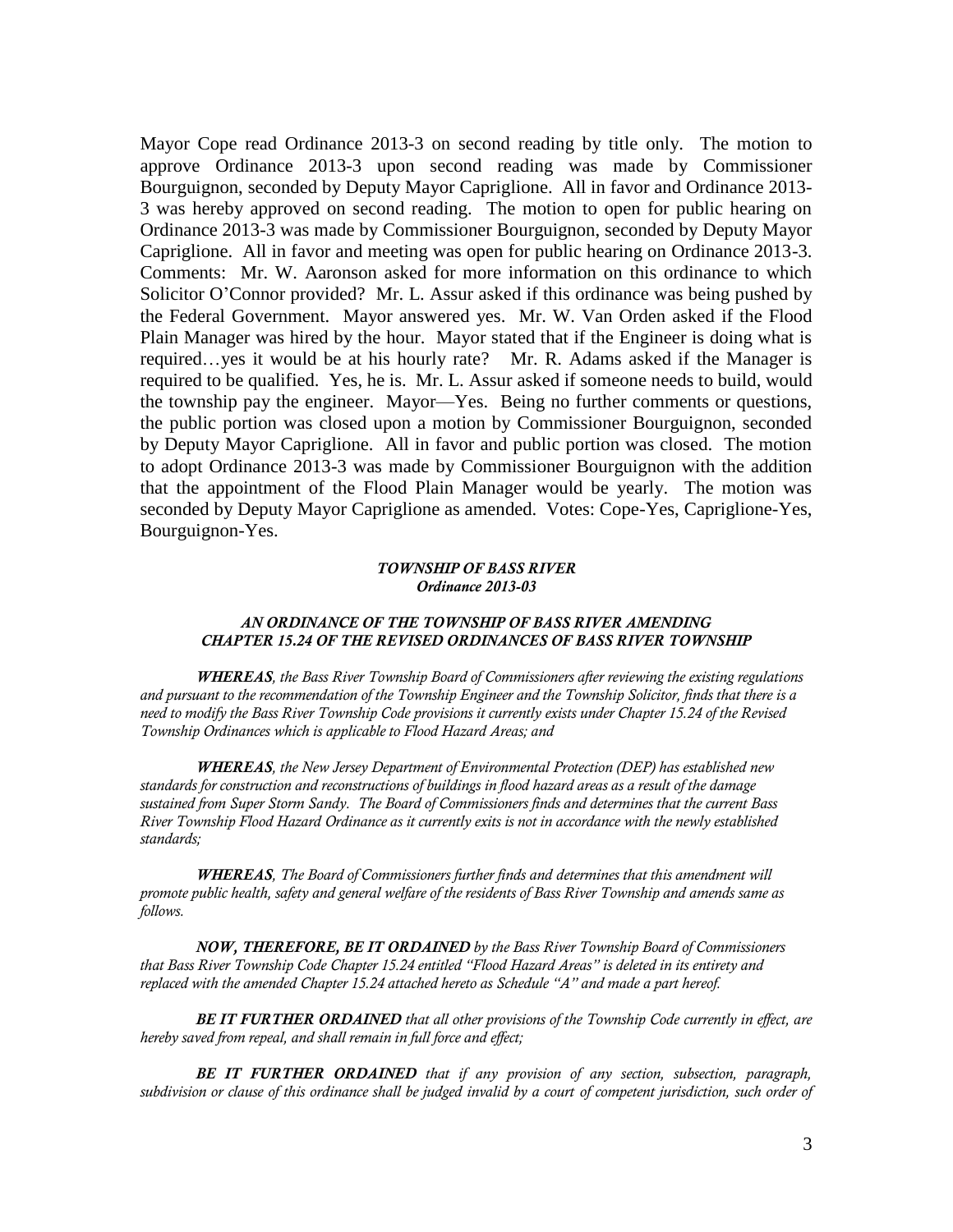Mayor Cope read Ordinance 2013-3 on second reading by title only. The motion to approve Ordinance 2013-3 upon second reading was made by Commissioner Bourguignon, seconded by Deputy Mayor Capriglione. All in favor and Ordinance 2013-3 was hereby approved on second reading. The motion to open for public hearing on Ordinance 2013-3 was made by Commissioner Bourguignon, seconded by Deputy Mayor Capriglione. All in favor and meeting was open for public hearing on Ordinance 2013-3. Comments: Mr. W. Aaronson asked for more information on this ordinance to which Solicitor O'Connor provided? Mr. L. Assur asked if this ordinance was being pushed by the Federal Government. Mayor answered yes. Mr. W. Van Orden asked if the Flood Plain Manager was hired by the hour. Mayor stated that if the Engineer is doing what is required…yes it would be at his hourly rate? Mr. R. Adams asked if the Manager is required to be qualified. Yes, he is. Mr. L. Assur asked if someone needs to build, would the township pay the engineer. Mayor—Yes. Being no further comments or questions, the public portion was closed upon a motion by Commissioner Bourguignon, seconded by Deputy Mayor Capriglione. All in favor and public portion was closed. The motion to adopt Ordinance 2013-3 was made by Commissioner Bourguignon with the addition that the appointment of the Flood Plain Manager would be yearly. The motion was seconded by Deputy Mayor Capriglione as amended. Votes: Cope-Yes, Capriglione-Yes, Bourguignon-Yes.

***TOWNSHIP OF BASS RIVER***
***Ordinance 2013-03***

***AN ORDINANCE OF THE TOWNSHIP OF BASS RIVER AMENDING CHAPTER 15.24 OF THE REVISED ORDINANCES OF BASS RIVER TOWNSHIP***

***WHEREAS****, the Bass River Township Board of Commissioners after reviewing the existing regulations and pursuant to the recommendation of the Township Engineer and the Township Solicitor, finds that there is a need to modify the Bass River Township Code provisions it currently exists under Chapter 15.24 of the Revised Township Ordinances which is applicable to Flood Hazard Areas; and*

***WHEREAS****, the New Jersey Department of Environmental Protection (DEP) has established new standards for construction and reconstructions of buildings in flood hazard areas as a result of the damage sustained from Super Storm Sandy. The Board of Commissioners finds and determines that the current Bass River Township Flood Hazard Ordinance as it currently exits is not in accordance with the newly established standards;*

***WHEREAS****, The Board of Commissioners further finds and determines that this amendment will promote public health, safety and general welfare of the residents of Bass River Township and amends same as follows.*

***NOW, THEREFORE, BE IT ORDAINED*** *by the Bass River Township Board of Commissioners that Bass River Township Code Chapter 15.24 entitled "Flood Hazard Areas" is deleted in its entirety and replaced with the amended Chapter 15.24 attached hereto as Schedule "A" and made a part hereof.*

***BE IT FURTHER ORDAINED*** *that all other provisions of the Township Code currently in effect, are hereby saved from repeal, and shall remain in full force and effect;*

***BE IT FURTHER ORDAINED*** *that if any provision of any section, subsection, paragraph, subdivision or clause of this ordinance shall be judged invalid by a court of competent jurisdiction, such order of*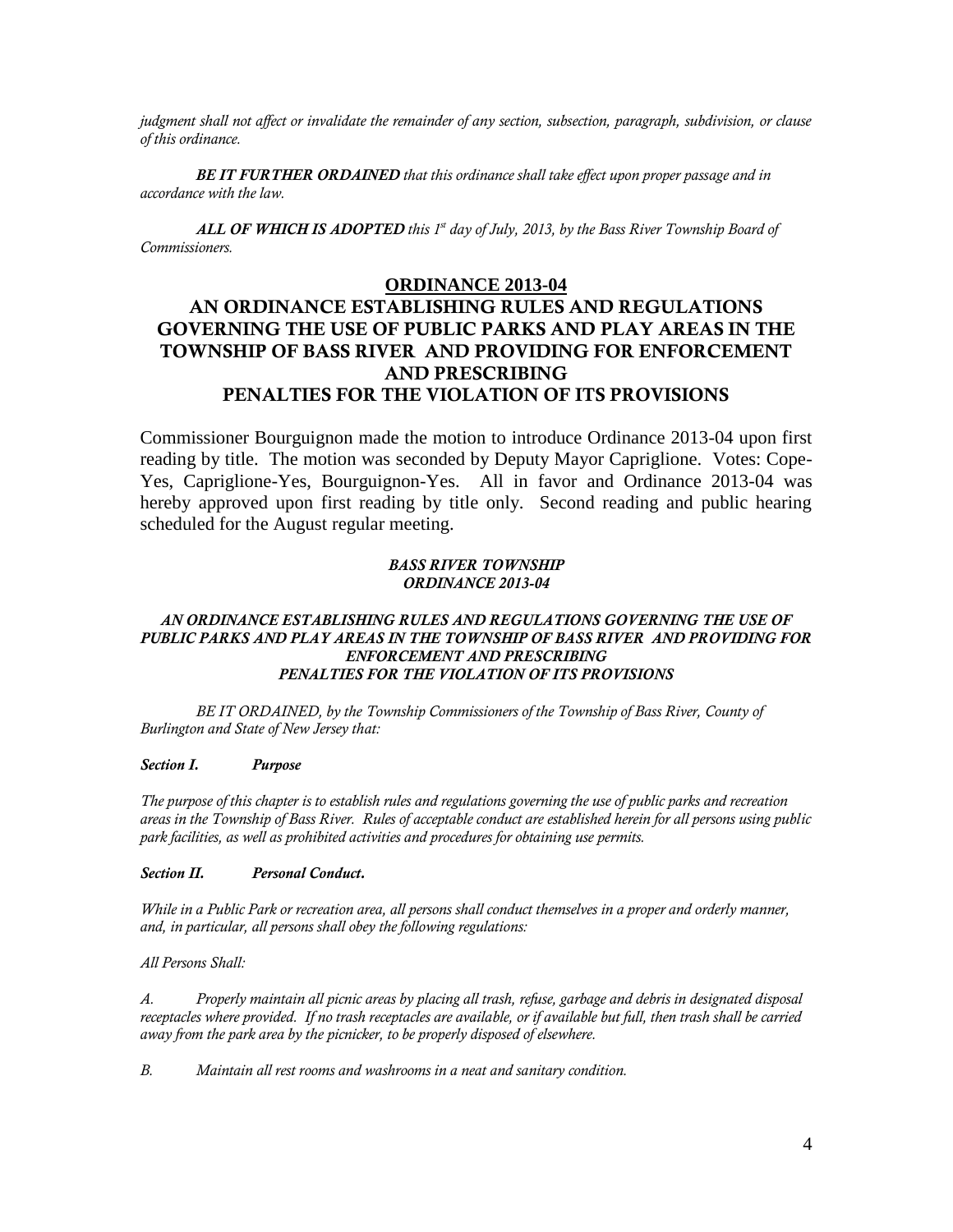*judgment shall not affect or invalidate the remainder of any section, subsection, paragraph, subdivision, or clause of this ordinance.*

***BE IT FURTHER ORDAINED** that this ordinance shall take effect upon proper passage and in accordance with the law.*

***ALL OF WHICH IS ADOPTED** this 1st day of July, 2013, by the Bass River Township Board of Commissioners.*

## ORDINANCE 2013-04

## AN ORDINANCE ESTABLISHING RULES AND REGULATIONS GOVERNING THE USE OF PUBLIC PARKS AND PLAY AREAS IN THE TOWNSHIP OF BASS RIVER AND PROVIDING FOR ENFORCEMENT AND PRESCRIBING PENALTIES FOR THE VIOLATION OF ITS PROVISIONS

Commissioner Bourguignon made the motion to introduce Ordinance 2013-04 upon first reading by title. The motion was seconded by Deputy Mayor Capriglione. Votes: Cope-Yes, Capriglione-Yes, Bourguignon-Yes. All in favor and Ordinance 2013-04 was hereby approved upon first reading by title only. Second reading and public hearing scheduled for the August regular meeting.

***BASS RIVER TOWNSHIP***
***ORDINANCE 2013-04***

***AN ORDINANCE ESTABLISHING RULES AND REGULATIONS GOVERNING THE USE OF PUBLIC PARKS AND PLAY AREAS IN THE TOWNSHIP OF BASS RIVER AND PROVIDING FOR ENFORCEMENT AND PRESCRIBING PENALTIES FOR THE VIOLATION OF ITS PROVISIONS***

*BE IT ORDAINED, by the Township Commissioners of the Township of Bass River, County of Burlington and State of New Jersey that:*

***Section I. Purpose***

*The purpose of this chapter is to establish rules and regulations governing the use of public parks and recreation areas in the Township of Bass River. Rules of acceptable conduct are established herein for all persons using public park facilities, as well as prohibited activities and procedures for obtaining use permits.*

***Section II. Personal Conduct.***

*While in a Public Park or recreation area, all persons shall conduct themselves in a proper and orderly manner, and, in particular, all persons shall obey the following regulations:*

*All Persons Shall:*

*A. Properly maintain all picnic areas by placing all trash, refuse, garbage and debris in designated disposal receptacles where provided. If no trash receptacles are available, or if available but full, then trash shall be carried away from the park area by the picnicker, to be properly disposed of elsewhere.*

*B. Maintain all rest rooms and washrooms in a neat and sanitary condition.*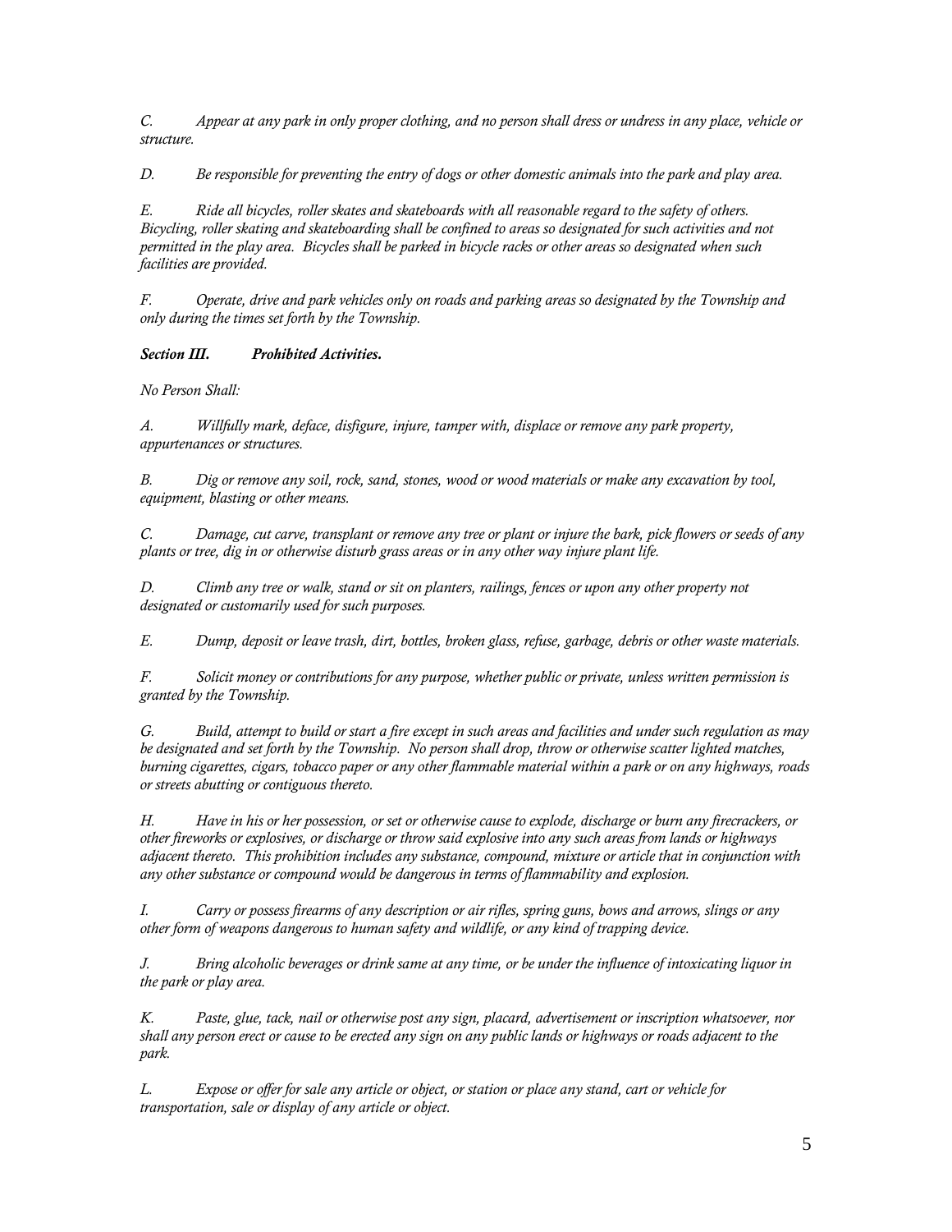*C. Appear at any park in only proper clothing, and no person shall dress or undress in any place, vehicle or structure.*

*D. Be responsible for preventing the entry of dogs or other domestic animals into the park and play area.*

*E. Ride all bicycles, roller skates and skateboards with all reasonable regard to the safety of others. Bicycling, roller skating and skateboarding shall be confined to areas so designated for such activities and not permitted in the play area. Bicycles shall be parked in bicycle racks or other areas so designated when such facilities are provided.*

*F. Operate, drive and park vehicles only on roads and parking areas so designated by the Township and only during the times set forth by the Township.*

***Section III. Prohibited Activities.***

*No Person Shall:*

*A. Willfully mark, deface, disfigure, injure, tamper with, displace or remove any park property, appurtenances or structures.*

*B. Dig or remove any soil, rock, sand, stones, wood or wood materials or make any excavation by tool, equipment, blasting or other means.*

*C. Damage, cut carve, transplant or remove any tree or plant or injure the bark, pick flowers or seeds of any plants or tree, dig in or otherwise disturb grass areas or in any other way injure plant life.*

*D. Climb any tree or walk, stand or sit on planters, railings, fences or upon any other property not designated or customarily used for such purposes.*

*E. Dump, deposit or leave trash, dirt, bottles, broken glass, refuse, garbage, debris or other waste materials.*

*F. Solicit money or contributions for any purpose, whether public or private, unless written permission is granted by the Township.*

*G. Build, attempt to build or start a fire except in such areas and facilities and under such regulation as may be designated and set forth by the Township. No person shall drop, throw or otherwise scatter lighted matches, burning cigarettes, cigars, tobacco paper or any other flammable material within a park or on any highways, roads or streets abutting or contiguous thereto.*

*H. Have in his or her possession, or set or otherwise cause to explode, discharge or burn any firecrackers, or other fireworks or explosives, or discharge or throw said explosive into any such areas from lands or highways adjacent thereto. This prohibition includes any substance, compound, mixture or article that in conjunction with any other substance or compound would be dangerous in terms of flammability and explosion.*

*I. Carry or possess firearms of any description or air rifles, spring guns, bows and arrows, slings or any other form of weapons dangerous to human safety and wildlife, or any kind of trapping device.*

*J. Bring alcoholic beverages or drink same at any time, or be under the influence of intoxicating liquor in the park or play area.*

*K. Paste, glue, tack, nail or otherwise post any sign, placard, advertisement or inscription whatsoever, nor shall any person erect or cause to be erected any sign on any public lands or highways or roads adjacent to the park.*

*L. Expose or offer for sale any article or object, or station or place any stand, cart or vehicle for transportation, sale or display of any article or object.*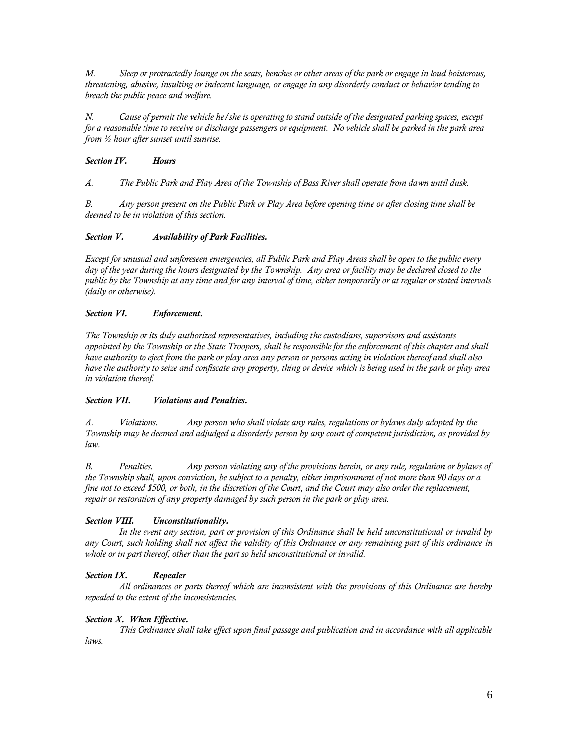*M. Sleep or protractedly lounge on the seats, benches or other areas of the park or engage in loud boisterous, threatening, abusive, insulting or indecent language, or engage in any disorderly conduct or behavior tending to breach the public peace and welfare.*

*N. Cause of permit the vehicle he/she is operating to stand outside of the designated parking spaces, except for a reasonable time to receive or discharge passengers or equipment. No vehicle shall be parked in the park area from ½ hour after sunset until sunrise.*

***Section IV. Hours***

*A. The Public Park and Play Area of the Township of Bass River shall operate from dawn until dusk.*

*B. Any person present on the Public Park or Play Area before opening time or after closing time shall be deemed to be in violation of this section.*

***Section V. Availability of Park Facilities.***

*Except for unusual and unforeseen emergencies, all Public Park and Play Areas shall be open to the public every day of the year during the hours designated by the Township. Any area or facility may be declared closed to the public by the Township at any time and for any interval of time, either temporarily or at regular or stated intervals (daily or otherwise).*

***Section VI. Enforcement.***

*The Township or its duly authorized representatives, including the custodians, supervisors and assistants appointed by the Township or the State Troopers, shall be responsible for the enforcement of this chapter and shall have authority to eject from the park or play area any person or persons acting in violation thereof and shall also have the authority to seize and confiscate any property, thing or device which is being used in the park or play area in violation thereof.*

***Section VII. Violations and Penalties.***

*A. Violations. Any person who shall violate any rules, regulations or bylaws duly adopted by the Township may be deemed and adjudged a disorderly person by any court of competent jurisdiction, as provided by law.*

*B. Penalties. Any person violating any of the provisions herein, or any rule, regulation or bylaws of the Township shall, upon conviction, be subject to a penalty, either imprisonment of not more than 90 days or a fine not to exceed $500, or both, in the discretion of the Court, and the Court may also order the replacement, repair or restoration of any property damaged by such person in the park or play area.*

***Section VIII. Unconstitutionality.***

*In the event any section, part or provision of this Ordinance shall be held unconstitutional or invalid by any Court, such holding shall not affect the validity of this Ordinance or any remaining part of this ordinance in whole or in part thereof, other than the part so held unconstitutional or invalid.*

***Section IX. Repealer***

*All ordinances or parts thereof which are inconsistent with the provisions of this Ordinance are hereby repealed to the extent of the inconsistencies.*

***Section X. When Effective.***

*This Ordinance shall take effect upon final passage and publication and in accordance with all applicable laws.*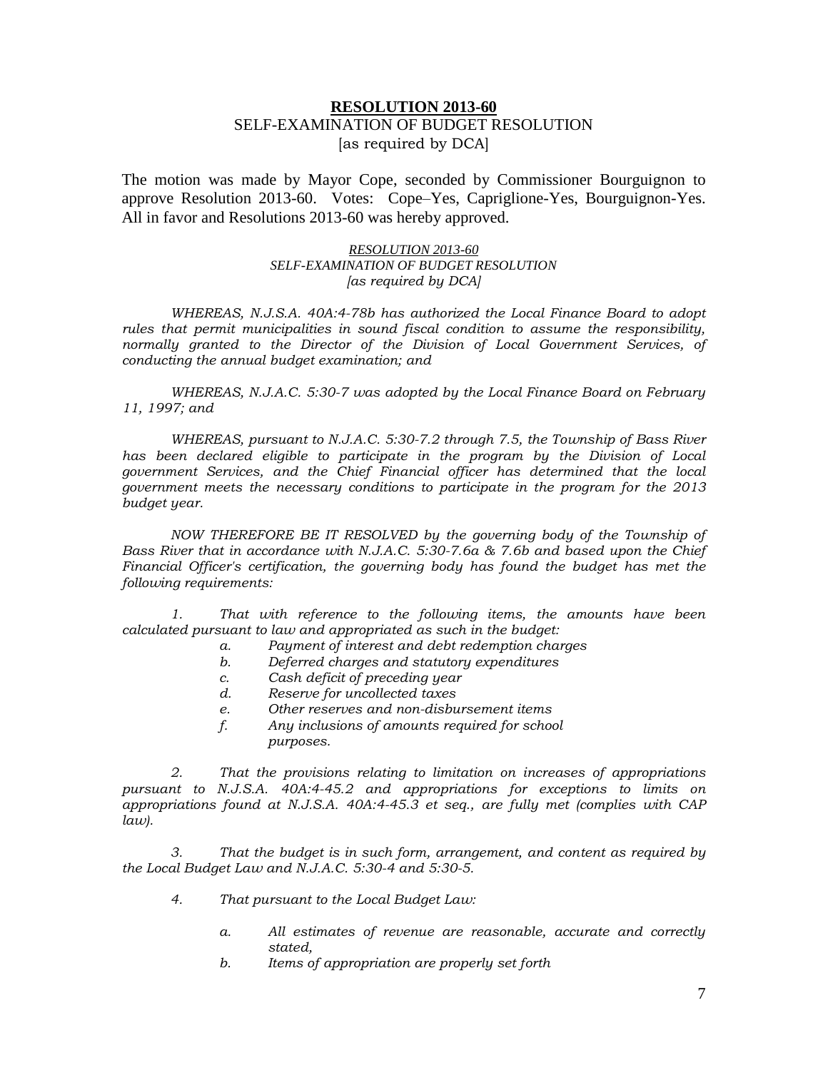## **RESOLUTION 2013-60**

SELF-EXAMINATION OF BUDGET RESOLUTION
[as required by DCA]

The motion was made by Mayor Cope, seconded by Commissioner Bourguignon to approve Resolution 2013-60. Votes: Cope–Yes, Capriglione-Yes, Bourguignon-Yes. All in favor and Resolutions 2013-60 was hereby approved.

*RESOLUTION 2013-60*
*SELF-EXAMINATION OF BUDGET RESOLUTION*
*[as required by DCA]*

*WHEREAS, N.J.S.A. 40A:4-78b has authorized the Local Finance Board to adopt rules that permit municipalities in sound fiscal condition to assume the responsibility, normally granted to the Director of the Division of Local Government Services, of conducting the annual budget examination; and*

*WHEREAS, N.J.A.C. 5:30-7 was adopted by the Local Finance Board on February 11, 1997; and*

*WHEREAS, pursuant to N.J.A.C. 5:30-7.2 through 7.5, the Township of Bass River has been declared eligible to participate in the program by the Division of Local government Services, and the Chief Financial officer has determined that the local government meets the necessary conditions to participate in the program for the 2013 budget year.*

*NOW THEREFORE BE IT RESOLVED by the governing body of the Township of Bass River that in accordance with N.J.A.C. 5:30-7.6a & 7.6b and based upon the Chief Financial Officer's certification, the governing body has found the budget has met the following requirements:*

*1. That with reference to the following items, the amounts have been calculated pursuant to law and appropriated as such in the budget:*

- *a. Payment of interest and debt redemption charges*
- *b. Deferred charges and statutory expenditures*
- *c. Cash deficit of preceding year*
- *d. Reserve for uncollected taxes*
- *e. Other reserves and non-disbursement items*
- *f. Any inclusions of amounts required for school purposes.*

*2. That the provisions relating to limitation on increases of appropriations pursuant to N.J.S.A. 40A:4-45.2 and appropriations for exceptions to limits on appropriations found at N.J.S.A. 40A:4-45.3 et seq., are fully met (complies with CAP law).*

*3. That the budget is in such form, arrangement, and content as required by the Local Budget Law and N.J.A.C. 5:30-4 and 5:30-5.*

*4. That pursuant to the Local Budget Law:*

- *a. All estimates of revenue are reasonable, accurate and correctly stated,*
- *b. Items of appropriation are properly set forth*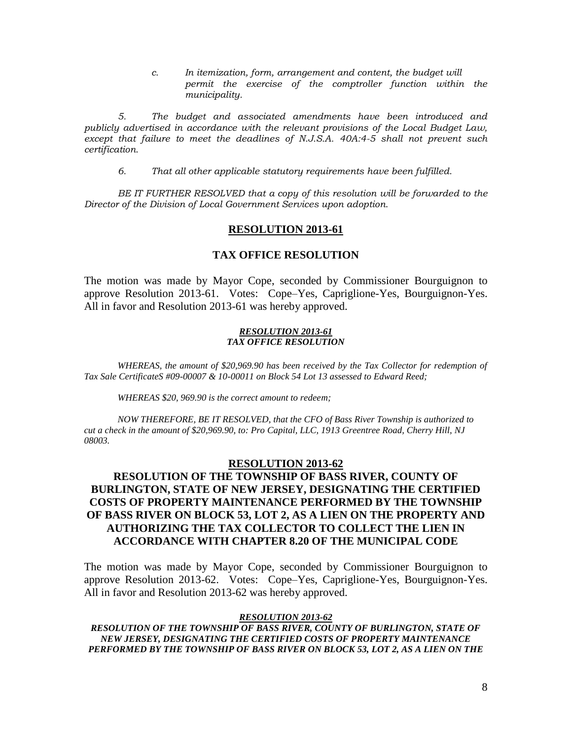*c. In itemization, form, arrangement and content, the budget will permit the exercise of the comptroller function within the municipality.*

*5. The budget and associated amendments have been introduced and publicly advertised in accordance with the relevant provisions of the Local Budget Law, except that failure to meet the deadlines of N.J.S.A. 40A:4-5 shall not prevent such certification.*

*6. That all other applicable statutory requirements have been fulfilled.*

*BE IT FURTHER RESOLVED that a copy of this resolution will be forwarded to the Director of the Division of Local Government Services upon adoption.*

## **RESOLUTION 2013-61**

## **TAX OFFICE RESOLUTION**

The motion was made by Mayor Cope, seconded by Commissioner Bourguignon to approve Resolution 2013-61. Votes: Cope–Yes, Capriglione-Yes, Bourguignon-Yes. All in favor and Resolution 2013-61 was hereby approved.

***RESOLUTION 2013-61***
***TAX OFFICE RESOLUTION***

*WHEREAS, the amount of $20,969.90 has been received by the Tax Collector for redemption of Tax Sale CertificateS #09-00007 & 10-00011 on Block 54 Lot 13 assessed to Edward Reed;*

*WHEREAS $20, 969.90 is the correct amount to redeem;*

*NOW THEREFORE, BE IT RESOLVED, that the CFO of Bass River Township is authorized to cut a check in the amount of $20,969.90, to: Pro Capital, LLC, 1913 Greentree Road, Cherry Hill, NJ 08003.*

## **RESOLUTION 2013-62**

## **RESOLUTION OF THE TOWNSHIP OF BASS RIVER, COUNTY OF BURLINGTON, STATE OF NEW JERSEY, DESIGNATING THE CERTIFIED COSTS OF PROPERTY MAINTENANCE PERFORMED BY THE TOWNSHIP OF BASS RIVER ON BLOCK 53, LOT 2, AS A LIEN ON THE PROPERTY AND AUTHORIZING THE TAX COLLECTOR TO COLLECT THE LIEN IN ACCORDANCE WITH CHAPTER 8.20 OF THE MUNICIPAL CODE**

The motion was made by Mayor Cope, seconded by Commissioner Bourguignon to approve Resolution 2013-62. Votes: Cope–Yes, Capriglione-Yes, Bourguignon-Yes. All in favor and Resolution 2013-62 was hereby approved.

***RESOLUTION 2013-62***
***RESOLUTION OF THE TOWNSHIP OF BASS RIVER, COUNTY OF BURLINGTON, STATE OF NEW JERSEY, DESIGNATING THE CERTIFIED COSTS OF PROPERTY MAINTENANCE PERFORMED BY THE TOWNSHIP OF BASS RIVER ON BLOCK 53, LOT 2, AS A LIEN ON THE***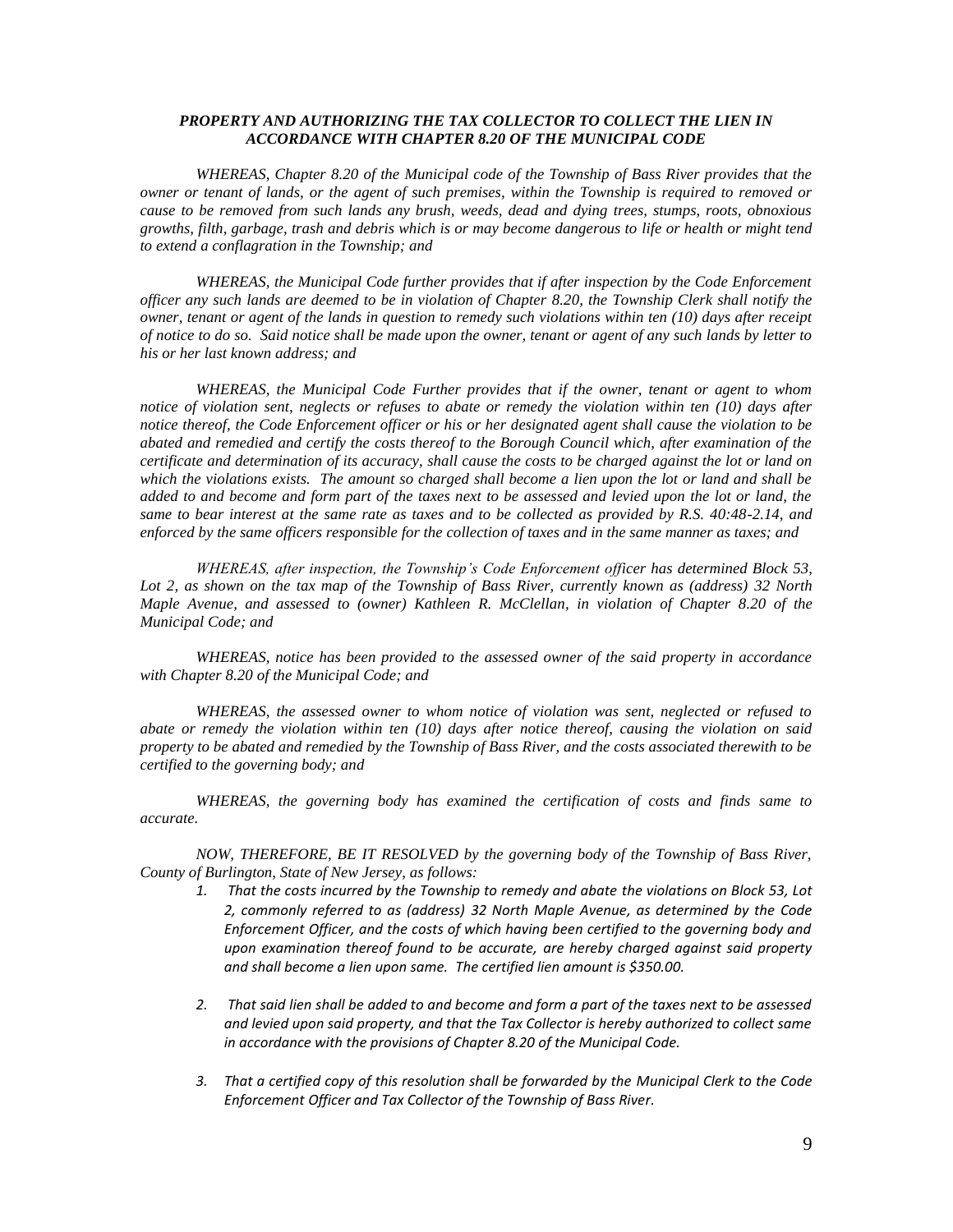***PROPERTY AND AUTHORIZING THE TAX COLLECTOR TO COLLECT THE LIEN IN ACCORDANCE WITH CHAPTER 8.20 OF THE MUNICIPAL CODE***

*WHEREAS, Chapter 8.20 of the Municipal code of the Township of Bass River provides that the owner or tenant of lands, or the agent of such premises, within the Township is required to removed or cause to be removed from such lands any brush, weeds, dead and dying trees, stumps, roots, obnoxious growths, filth, garbage, trash and debris which is or may become dangerous to life or health or might tend to extend a conflagration in the Township; and*

*WHEREAS, the Municipal Code further provides that if after inspection by the Code Enforcement officer any such lands are deemed to be in violation of Chapter 8.20, the Township Clerk shall notify the owner, tenant or agent of the lands in question to remedy such violations within ten (10) days after receipt of notice to do so. Said notice shall be made upon the owner, tenant or agent of any such lands by letter to his or her last known address; and*

*WHEREAS, the Municipal Code Further provides that if the owner, tenant or agent to whom notice of violation sent, neglects or refuses to abate or remedy the violation within ten (10) days after notice thereof, the Code Enforcement officer or his or her designated agent shall cause the violation to be abated and remedied and certify the costs thereof to the Borough Council which, after examination of the certificate and determination of its accuracy, shall cause the costs to be charged against the lot or land on which the violations exists. The amount so charged shall become a lien upon the lot or land and shall be added to and become and form part of the taxes next to be assessed and levied upon the lot or land, the same to bear interest at the same rate as taxes and to be collected as provided by R.S. 40:48-2.14, and enforced by the same officers responsible for the collection of taxes and in the same manner as taxes; and*

*WHEREAS, after inspection, the Township's Code Enforcement officer has determined Block 53, Lot 2, as shown on the tax map of the Township of Bass River, currently known as (address) 32 North Maple Avenue, and assessed to (owner) Kathleen R. McClellan, in violation of Chapter 8.20 of the Municipal Code; and*

*WHEREAS, notice has been provided to the assessed owner of the said property in accordance with Chapter 8.20 of the Municipal Code; and*

*WHEREAS, the assessed owner to whom notice of violation was sent, neglected or refused to abate or remedy the violation within ten (10) days after notice thereof, causing the violation on said property to be abated and remedied by the Township of Bass River, and the costs associated therewith to be certified to the governing body; and*

*WHEREAS, the governing body has examined the certification of costs and finds same to accurate.*

*NOW, THEREFORE, BE IT RESOLVED by the governing body of the Township of Bass River, County of Burlington, State of New Jersey, as follows:*

1. *That the costs incurred by the Township to remedy and abate the violations on Block 53, Lot 2, commonly referred to as (address) 32 North Maple Avenue, as determined by the Code Enforcement Officer, and the costs of which having been certified to the governing body and upon examination thereof found to be accurate, are hereby charged against said property and shall become a lien upon same. The certified lien amount is $350.00.*

2. *That said lien shall be added to and become and form a part of the taxes next to be assessed and levied upon said property, and that the Tax Collector is hereby authorized to collect same in accordance with the provisions of Chapter 8.20 of the Municipal Code.*

3. *That a certified copy of this resolution shall be forwarded by the Municipal Clerk to the Code Enforcement Officer and Tax Collector of the Township of Bass River.*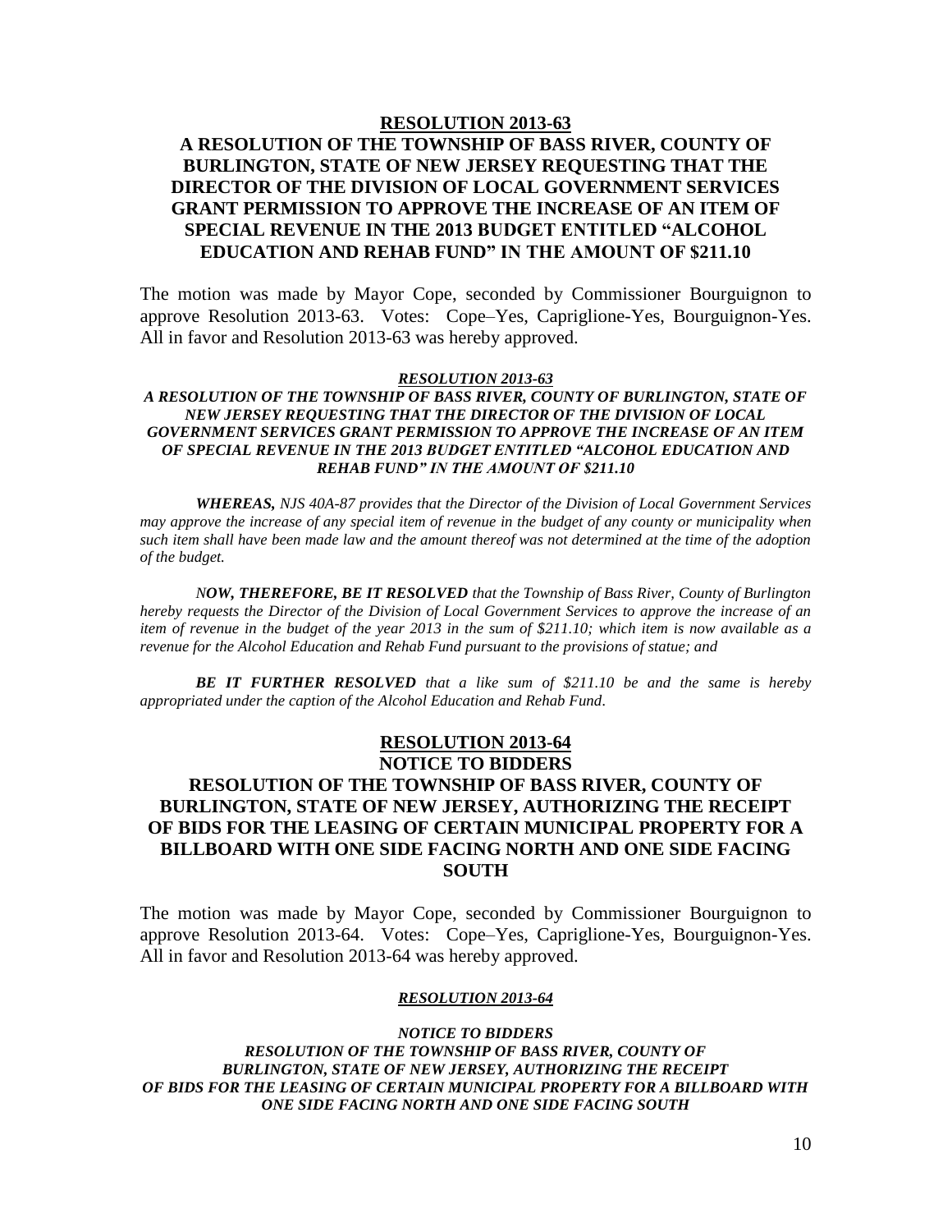**RESOLUTION 2013-63**

**A RESOLUTION OF THE TOWNSHIP OF BASS RIVER, COUNTY OF BURLINGTON, STATE OF NEW JERSEY REQUESTING THAT THE DIRECTOR OF THE DIVISION OF LOCAL GOVERNMENT SERVICES GRANT PERMISSION TO APPROVE THE INCREASE OF AN ITEM OF SPECIAL REVENUE IN THE 2013 BUDGET ENTITLED "ALCOHOL EDUCATION AND REHAB FUND" IN THE AMOUNT OF $211.10**

The motion was made by Mayor Cope, seconded by Commissioner Bourguignon to approve Resolution 2013-63. Votes: Cope–Yes, Capriglione-Yes, Bourguignon-Yes. All in favor and Resolution 2013-63 was hereby approved.

***RESOLUTION 2013-63***

***A RESOLUTION OF THE TOWNSHIP OF BASS RIVER, COUNTY OF BURLINGTON, STATE OF NEW JERSEY REQUESTING THAT THE DIRECTOR OF THE DIVISION OF LOCAL GOVERNMENT SERVICES GRANT PERMISSION TO APPROVE THE INCREASE OF AN ITEM OF SPECIAL REVENUE IN THE 2013 BUDGET ENTITLED "ALCOHOL EDUCATION AND REHAB FUND" IN THE AMOUNT OF $211.10***

***WHEREAS,*** *NJS 40A-87 provides that the Director of the Division of Local Government Services may approve the increase of any special item of revenue in the budget of any county or municipality when such item shall have been made law and the amount thereof was not determined at the time of the adoption of the budget.*

***NOW, THEREFORE, BE IT RESOLVED*** *that the Township of Bass River, County of Burlington hereby requests the Director of the Division of Local Government Services to approve the increase of an item of revenue in the budget of the year 2013 in the sum of $211.10; which item is now available as a revenue for the Alcohol Education and Rehab Fund pursuant to the provisions of statue; and*

***BE IT FURTHER RESOLVED*** *that a like sum of $211.10 be and the same is hereby appropriated under the caption of the Alcohol Education and Rehab Fund.*

**RESOLUTION 2013-64**

**NOTICE TO BIDDERS**

**RESOLUTION OF THE TOWNSHIP OF BASS RIVER, COUNTY OF BURLINGTON, STATE OF NEW JERSEY, AUTHORIZING THE RECEIPT OF BIDS FOR THE LEASING OF CERTAIN MUNICIPAL PROPERTY FOR A BILLBOARD WITH ONE SIDE FACING NORTH AND ONE SIDE FACING SOUTH**

The motion was made by Mayor Cope, seconded by Commissioner Bourguignon to approve Resolution 2013-64. Votes: Cope–Yes, Capriglione-Yes, Bourguignon-Yes. All in favor and Resolution 2013-64 was hereby approved.

***RESOLUTION 2013-64***

***NOTICE TO BIDDERS***

***RESOLUTION OF THE TOWNSHIP OF BASS RIVER, COUNTY OF BURLINGTON, STATE OF NEW JERSEY, AUTHORIZING THE RECEIPT OF BIDS FOR THE LEASING OF CERTAIN MUNICIPAL PROPERTY FOR A BILLBOARD WITH ONE SIDE FACING NORTH AND ONE SIDE FACING SOUTH***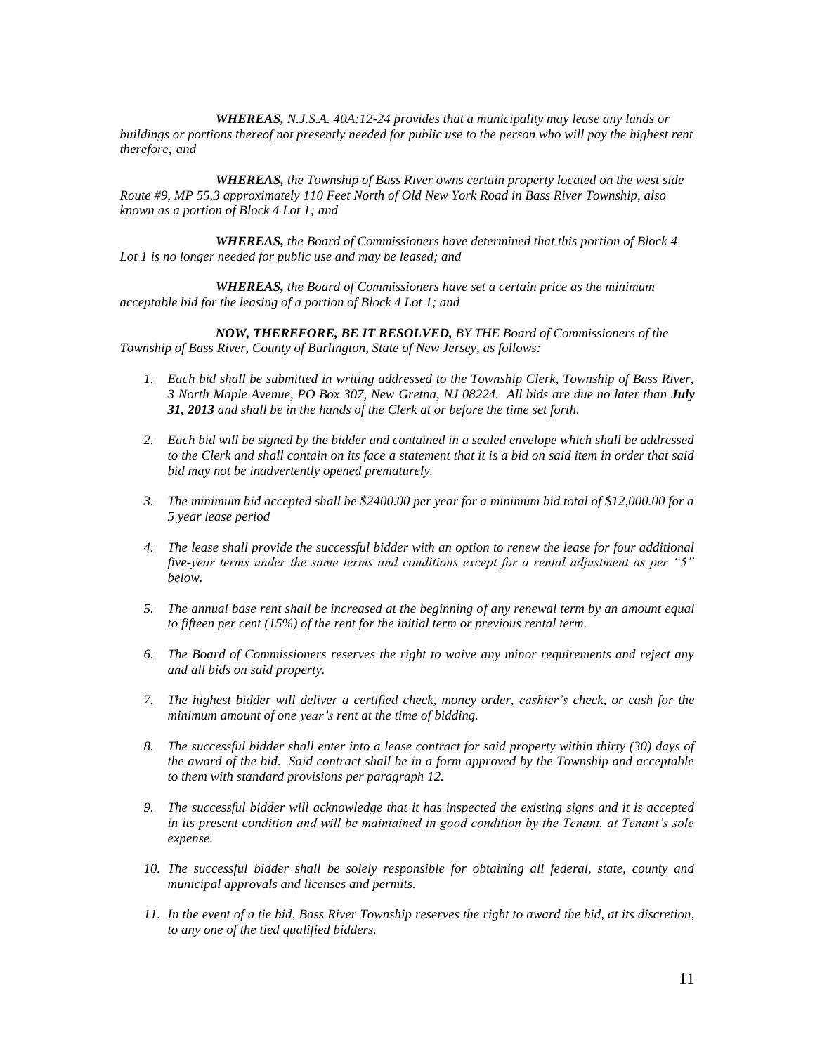*__WHEREAS,__ N.J.S.A. 40A:12-24 provides that a municipality may lease any lands or buildings or portions thereof not presently needed for public use to the person who will pay the highest rent therefore; and*

*__WHEREAS,__ the Township of Bass River owns certain property located on the west side Route #9, MP 55.3 approximately 110 Feet North of Old New York Road in Bass River Township, also known as a portion of Block 4 Lot 1; and*

*__WHEREAS,__ the Board of Commissioners have determined that this portion of Block 4 Lot 1 is no longer needed for public use and may be leased; and*

*__WHEREAS,__ the Board of Commissioners have set a certain price as the minimum acceptable bid for the leasing of a portion of Block 4 Lot 1; and*

*__NOW, THEREFORE, BE IT RESOLVED,__ BY THE Board of Commissioners of the Township of Bass River, County of Burlington, State of New Jersey, as follows:*

1. *Each bid shall be submitted in writing addressed to the Township Clerk, Township of Bass River, 3 North Maple Avenue, PO Box 307, New Gretna, NJ 08224. All bids are due no later than __July 31, 2013__ and shall be in the hands of the Clerk at or before the time set forth.*
2. *Each bid will be signed by the bidder and contained in a sealed envelope which shall be addressed to the Clerk and shall contain on its face a statement that it is a bid on said item in order that said bid may not be inadvertently opened prematurely.*
3. *The minimum bid accepted shall be $2400.00 per year for a minimum bid total of $12,000.00 for a 5 year lease period*
4. *The lease shall provide the successful bidder with an option to renew the lease for four additional five-year terms under the same terms and conditions except for a rental adjustment as per "5" below.*
5. *The annual base rent shall be increased at the beginning of any renewal term by an amount equal to fifteen per cent (15%) of the rent for the initial term or previous rental term.*
6. *The Board of Commissioners reserves the right to waive any minor requirements and reject any and all bids on said property.*
7. *The highest bidder will deliver a certified check, money order, cashier's check, or cash for the minimum amount of one year's rent at the time of bidding.*
8. *The successful bidder shall enter into a lease contract for said property within thirty (30) days of the award of the bid. Said contract shall be in a form approved by the Township and acceptable to them with standard provisions per paragraph 12.*
9. *The successful bidder will acknowledge that it has inspected the existing signs and it is accepted in its present condition and will be maintained in good condition by the Tenant, at Tenant's sole expense.*
10. *The successful bidder shall be solely responsible for obtaining all federal, state, county and municipal approvals and licenses and permits.*
11. *In the event of a tie bid, Bass River Township reserves the right to award the bid, at its discretion, to any one of the tied qualified bidders.*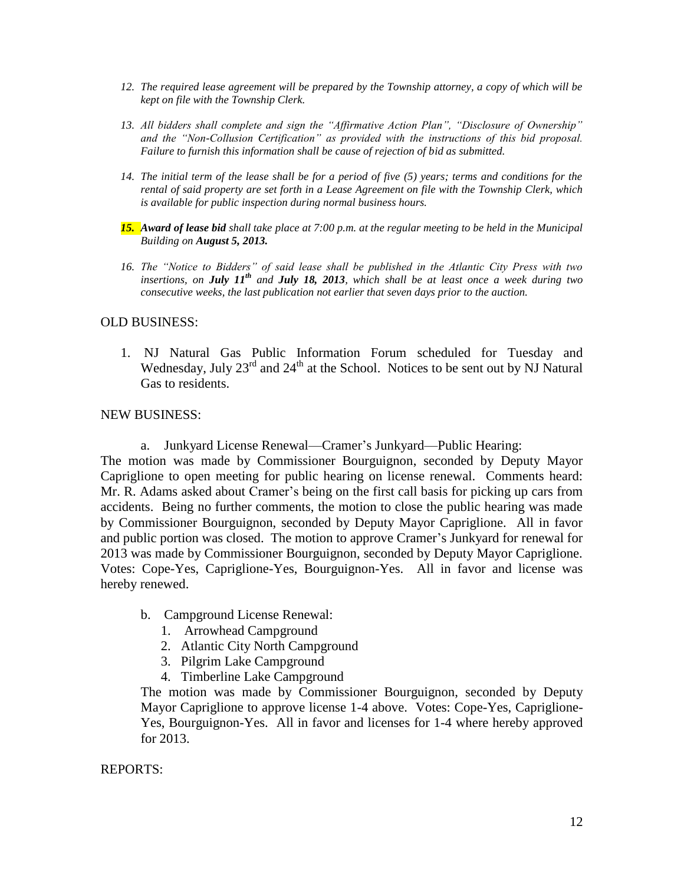12. *The required lease agreement will be prepared by the Township attorney, a copy of which will be kept on file with the Township Clerk.*

13. *All bidders shall complete and sign the "Affirmative Action Plan", "Disclosure of Ownership" and the "Non-Collusion Certification" as provided with the instructions of this bid proposal. Failure to furnish this information shall be cause of rejection of bid as submitted.*

14. *The initial term of the lease shall be for a period of five (5) years; terms and conditions for the rental of said property are set forth in a Lease Agreement on file with the Township Clerk, which is available for public inspection during normal business hours.*

15. ***Award of lease bid** shall take place at 7:00 p.m. at the regular meeting to be held in the Municipal Building on **August 5, 2013.***

16. *The "Notice to Bidders" of said lease shall be published in the Atlantic City Press with two insertions, on **July 11th** and **July 18, 2013**, which shall be at least once a week during two consecutive weeks, the last publication not earlier that seven days prior to the auction.*

OLD BUSINESS:

1. NJ Natural Gas Public Information Forum scheduled for Tuesday and Wednesday, July 23rd and 24th at the School. Notices to be sent out by NJ Natural Gas to residents.

NEW BUSINESS:

a. Junkyard License Renewal—Cramer's Junkyard—Public Hearing:

The motion was made by Commissioner Bourguignon, seconded by Deputy Mayor Capriglione to open meeting for public hearing on license renewal. Comments heard: Mr. R. Adams asked about Cramer's being on the first call basis for picking up cars from accidents. Being no further comments, the motion to close the public hearing was made by Commissioner Bourguignon, seconded by Deputy Mayor Capriglione. All in favor and public portion was closed. The motion to approve Cramer's Junkyard for renewal for 2013 was made by Commissioner Bourguignon, seconded by Deputy Mayor Capriglione. Votes: Cope-Yes, Capriglione-Yes, Bourguignon-Yes. All in favor and license was hereby renewed.

b. Campground License Renewal:
   1. Arrowhead Campground
   2. Atlantic City North Campground
   3. Pilgrim Lake Campground
   4. Timberline Lake Campground

The motion was made by Commissioner Bourguignon, seconded by Deputy Mayor Capriglione to approve license 1-4 above. Votes: Cope-Yes, Capriglione-Yes, Bourguignon-Yes. All in favor and licenses for 1-4 where hereby approved for 2013.

REPORTS: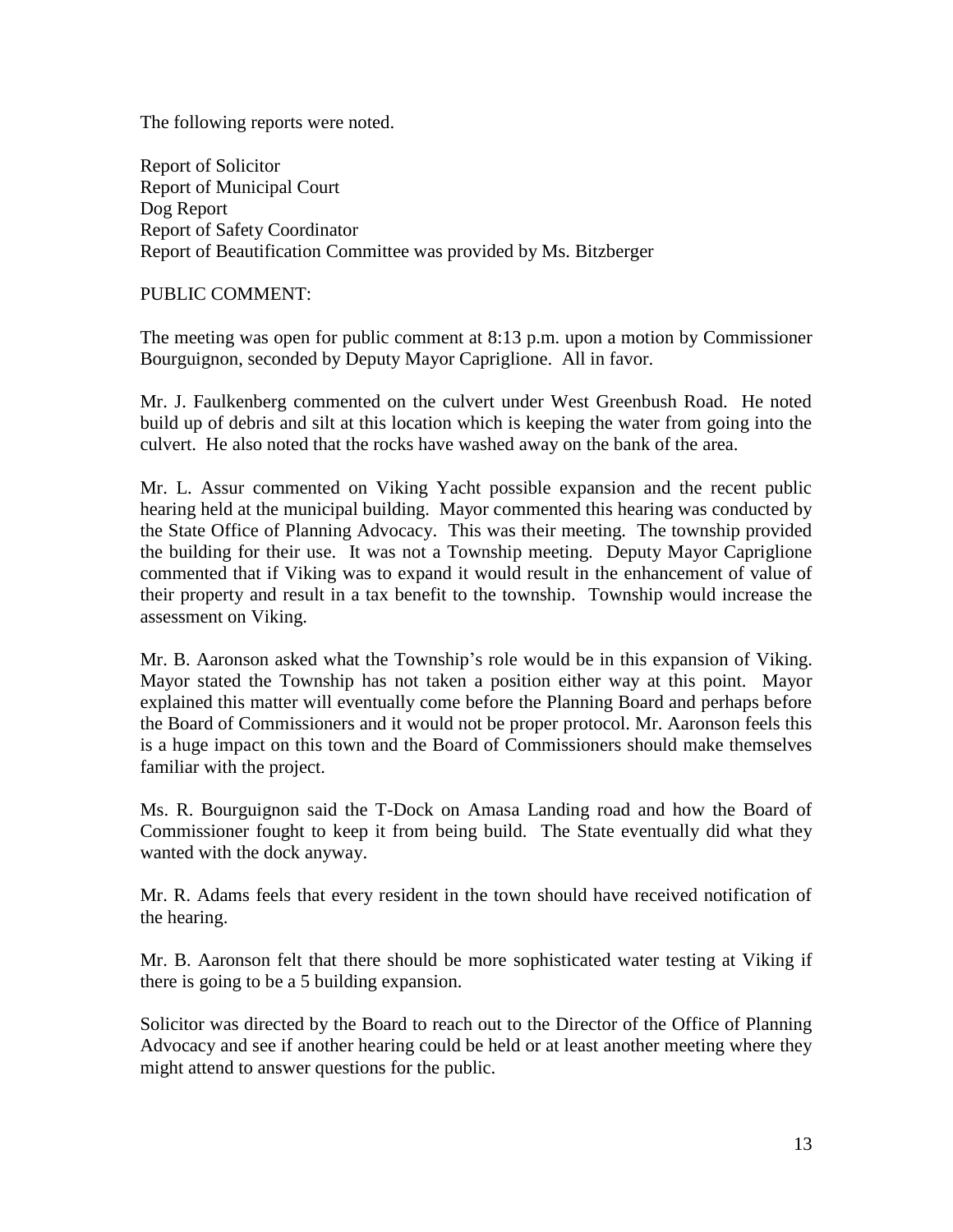The following reports were noted.

Report of Solicitor
Report of Municipal Court
Dog Report
Report of Safety Coordinator
Report of Beautification Committee was provided by Ms. Bitzberger

PUBLIC COMMENT:

The meeting was open for public comment at 8:13 p.m. upon a motion by Commissioner Bourguignon, seconded by Deputy Mayor Capriglione. All in favor.

Mr. J. Faulkenberg commented on the culvert under West Greenbush Road. He noted build up of debris and silt at this location which is keeping the water from going into the culvert. He also noted that the rocks have washed away on the bank of the area.

Mr. L. Assur commented on Viking Yacht possible expansion and the recent public hearing held at the municipal building. Mayor commented this hearing was conducted by the State Office of Planning Advocacy. This was their meeting. The township provided the building for their use. It was not a Township meeting. Deputy Mayor Capriglione commented that if Viking was to expand it would result in the enhancement of value of their property and result in a tax benefit to the township. Township would increase the assessment on Viking.

Mr. B. Aaronson asked what the Township's role would be in this expansion of Viking. Mayor stated the Township has not taken a position either way at this point. Mayor explained this matter will eventually come before the Planning Board and perhaps before the Board of Commissioners and it would not be proper protocol. Mr. Aaronson feels this is a huge impact on this town and the Board of Commissioners should make themselves familiar with the project.

Ms. R. Bourguignon said the T-Dock on Amasa Landing road and how the Board of Commissioner fought to keep it from being build. The State eventually did what they wanted with the dock anyway.

Mr. R. Adams feels that every resident in the town should have received notification of the hearing.

Mr. B. Aaronson felt that there should be more sophisticated water testing at Viking if there is going to be a 5 building expansion.

Solicitor was directed by the Board to reach out to the Director of the Office of Planning Advocacy and see if another hearing could be held or at least another meeting where they might attend to answer questions for the public.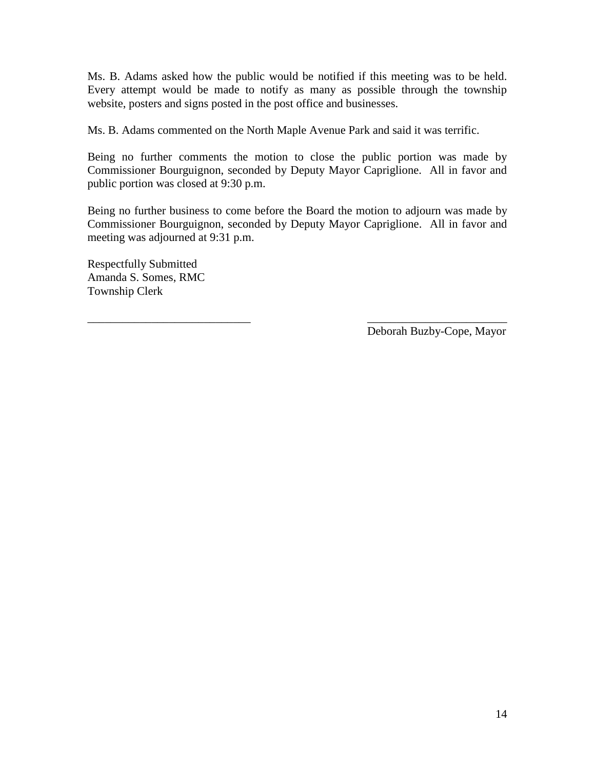Ms. B. Adams asked how the public would be notified if this meeting was to be held. Every attempt would be made to notify as many as possible through the township website, posters and signs posted in the post office and businesses.

Ms. B. Adams commented on the North Maple Avenue Park and said it was terrific.

Being no further comments the motion to close the public portion was made by Commissioner Bourguignon, seconded by Deputy Mayor Capriglione. All in favor and public portion was closed at 9:30 p.m.

Being no further business to come before the Board the motion to adjourn was made by Commissioner Bourguignon, seconded by Deputy Mayor Capriglione. All in favor and meeting was adjourned at 9:31 p.m.

Respectfully Submitted
Amanda S. Somes, RMC
Township Clerk

\_\_\_\_\_\_\_\_\_\_\_\_\_\_\_\_\_\_\_\_\_\_\_\_\_\_\_\_ \_\_\_\_\_\_\_\_\_\_\_\_\_\_\_\_\_\_\_\_\_\_\_\_
Deborah Buzby-Cope, Mayor